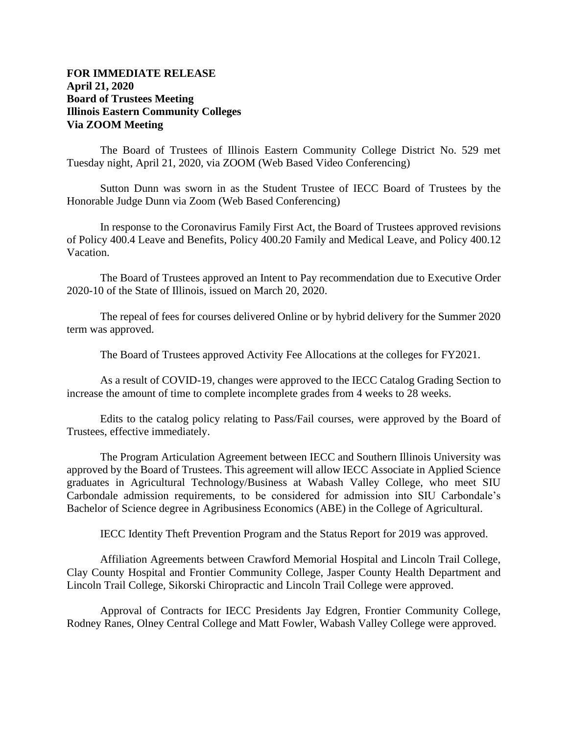**FOR IMMEDIATE RELEASE**
**April 21, 2020**
**Board of Trustees Meeting**
**Illinois Eastern Community Colleges**
**Via ZOOM Meeting**

The Board of Trustees of Illinois Eastern Community College District No. 529 met Tuesday night, April 21, 2020, via ZOOM (Web Based Video Conferencing)

Sutton Dunn was sworn in as the Student Trustee of IECC Board of Trustees by the Honorable Judge Dunn via Zoom (Web Based Conferencing)

In response to the Coronavirus Family First Act, the Board of Trustees approved revisions of Policy 400.4 Leave and Benefits, Policy 400.20 Family and Medical Leave, and Policy 400.12 Vacation.

The Board of Trustees approved an Intent to Pay recommendation due to Executive Order 2020-10 of the State of Illinois, issued on March 20, 2020.

The repeal of fees for courses delivered Online or by hybrid delivery for the Summer 2020 term was approved.

The Board of Trustees approved Activity Fee Allocations at the colleges for FY2021.

As a result of COVID-19, changes were approved to the IECC Catalog Grading Section to increase the amount of time to complete incomplete grades from 4 weeks to 28 weeks.

Edits to the catalog policy relating to Pass/Fail courses, were approved by the Board of Trustees, effective immediately.

The Program Articulation Agreement between IECC and Southern Illinois University was approved by the Board of Trustees. This agreement will allow IECC Associate in Applied Science graduates in Agricultural Technology/Business at Wabash Valley College, who meet SIU Carbondale admission requirements, to be considered for admission into SIU Carbondale's Bachelor of Science degree in Agribusiness Economics (ABE) in the College of Agricultural.

IECC Identity Theft Prevention Program and the Status Report for 2019 was approved.

Affiliation Agreements between Crawford Memorial Hospital and Lincoln Trail College, Clay County Hospital and Frontier Community College, Jasper County Health Department and Lincoln Trail College, Sikorski Chiropractic and Lincoln Trail College were approved.

Approval of Contracts for IECC Presidents Jay Edgren, Frontier Community College, Rodney Ranes, Olney Central College and Matt Fowler, Wabash Valley College were approved.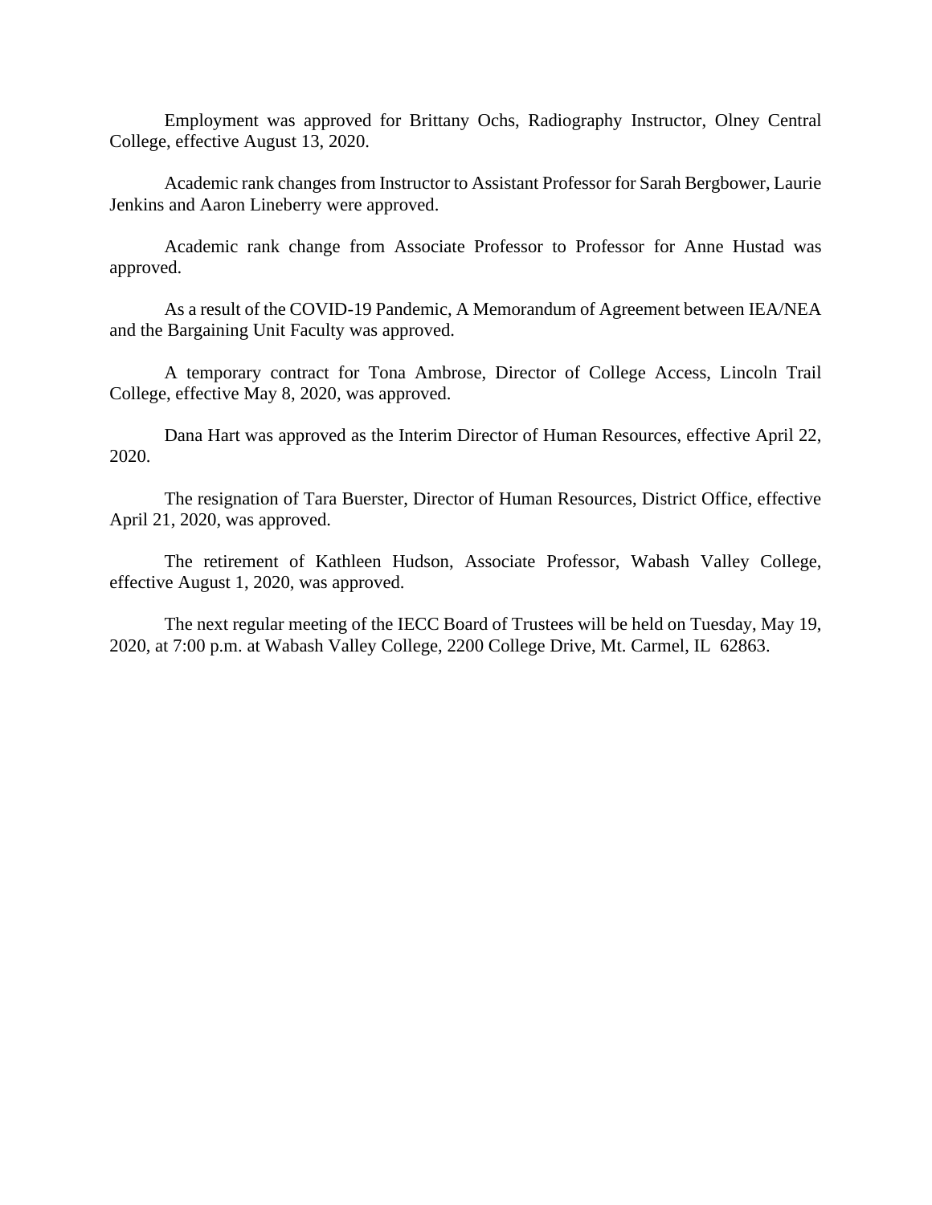Employment was approved for Brittany Ochs, Radiography Instructor, Olney Central College, effective August 13, 2020.

Academic rank changes from Instructor to Assistant Professor for Sarah Bergbower, Laurie Jenkins and Aaron Lineberry were approved.

Academic rank change from Associate Professor to Professor for Anne Hustad was approved.

As a result of the COVID-19 Pandemic, A Memorandum of Agreement between IEA/NEA and the Bargaining Unit Faculty was approved.

A temporary contract for Tona Ambrose, Director of College Access, Lincoln Trail College, effective May 8, 2020, was approved.

Dana Hart was approved as the Interim Director of Human Resources, effective April 22, 2020.

The resignation of Tara Buerster, Director of Human Resources, District Office, effective April 21, 2020, was approved.

The retirement of Kathleen Hudson, Associate Professor, Wabash Valley College, effective August 1, 2020, was approved.

The next regular meeting of the IECC Board of Trustees will be held on Tuesday, May 19, 2020, at 7:00 p.m. at Wabash Valley College, 2200 College Drive, Mt. Carmel, IL 62863.